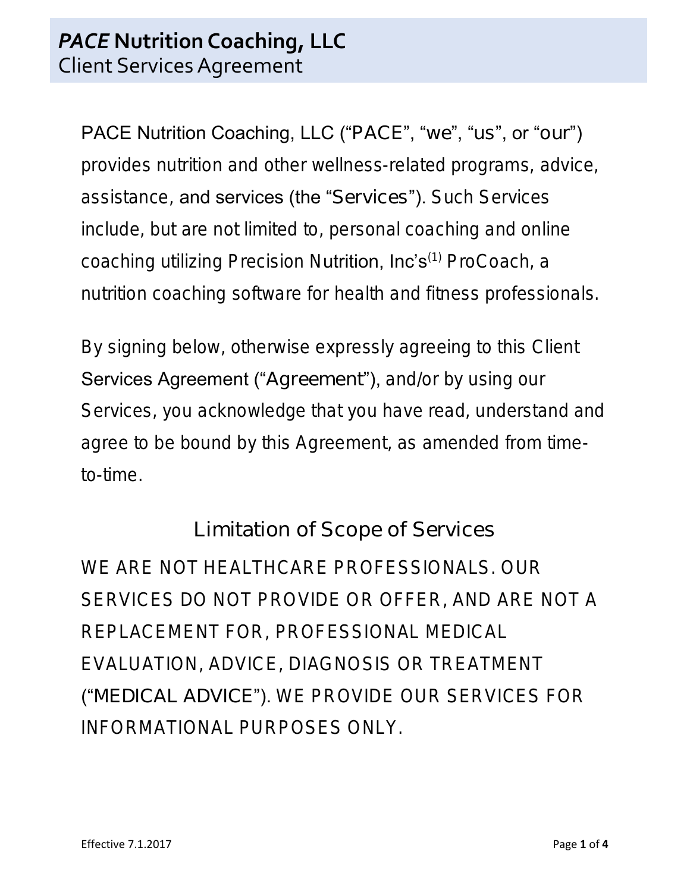# *PACE* Nutrition Coaching, LLC

Client Services Agreement

PACE Nutrition Coaching, LLC ("PACE", "we", "us", or "our") provides nutrition and other wellness-related programs, advice, assistance, and services (the "Services"). Such Services include, but are not limited to, personal coaching and online coaching utilizing Precision Nutrition, Inc's[(1)] ProCoach, a nutrition coaching software for health and fitness professionals.

By signing below, otherwise expressly agreeing to this Client Services Agreement ("Agreement"), and/or by using our Services, you acknowledge that you have read, understand and agree to be bound by this Agreement, as amended from time-to-time.

## Limitation of Scope of Services

WE ARE NOT HEALTHCARE PROFESSIONALS. OUR SERVICES DO NOT PROVIDE OR OFFER, AND ARE NOT A REPLACEMENT FOR, PROFESSIONAL MEDICAL EVALUATION, ADVICE, DIAGNOSIS OR TREATMENT ("MEDICAL ADVICE"). WE PROVIDE OUR SERVICES FOR INFORMATIONAL PURPOSES ONLY.

Effective 7.1.2017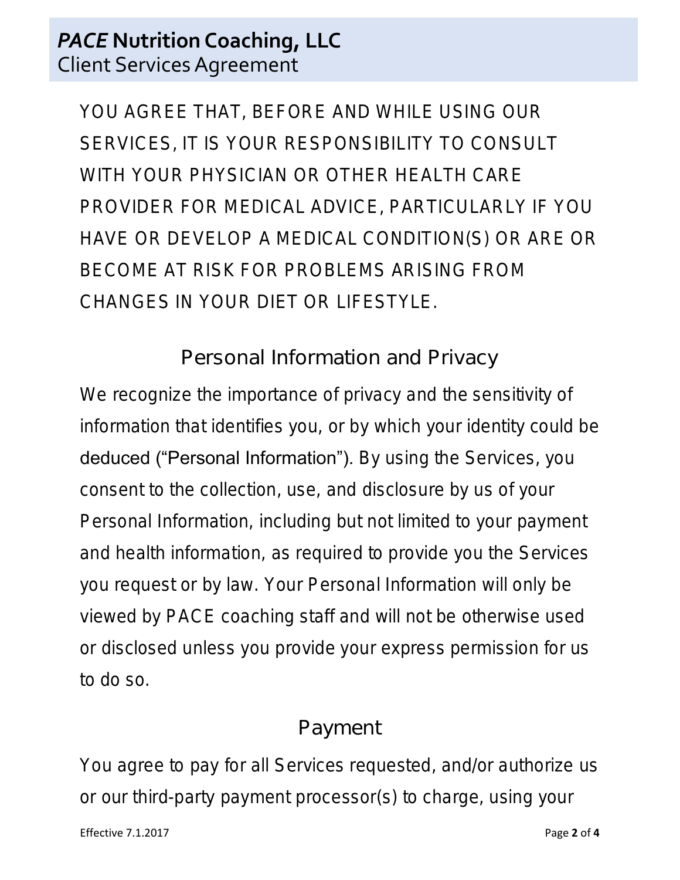YOU AGREE THAT, BEFORE AND WHILE USING OUR SERVICES, IT IS YOUR RESPONSIBILITY TO CONSULT WITH YOUR PHYSICIAN OR OTHER HEALTH CARE PROVIDER FOR MEDICAL ADVICE, PARTICULARLY IF YOU HAVE OR DEVELOP A MEDICAL CONDITION(S) OR ARE OR BECOME AT RISK FOR PROBLEMS ARISING FROM CHANGES IN YOUR DIET OR LIFESTYLE.

## Personal Information and Privacy

We recognize the importance of privacy and the sensitivity of information that identifies you, or by which your identity could be deduced ("Personal Information"). By using the Services, you consent to the collection, use, and disclosure by us of your Personal Information, including but not limited to your payment and health information, as required to provide you the Services you request or by law. Your Personal Information will only be viewed by PACE coaching staff and will not be otherwise used or disclosed unless you provide your express permission for us to do so.

## Payment

You agree to pay for all Services requested, and/or authorize us or our third-party payment processor(s) to charge, using your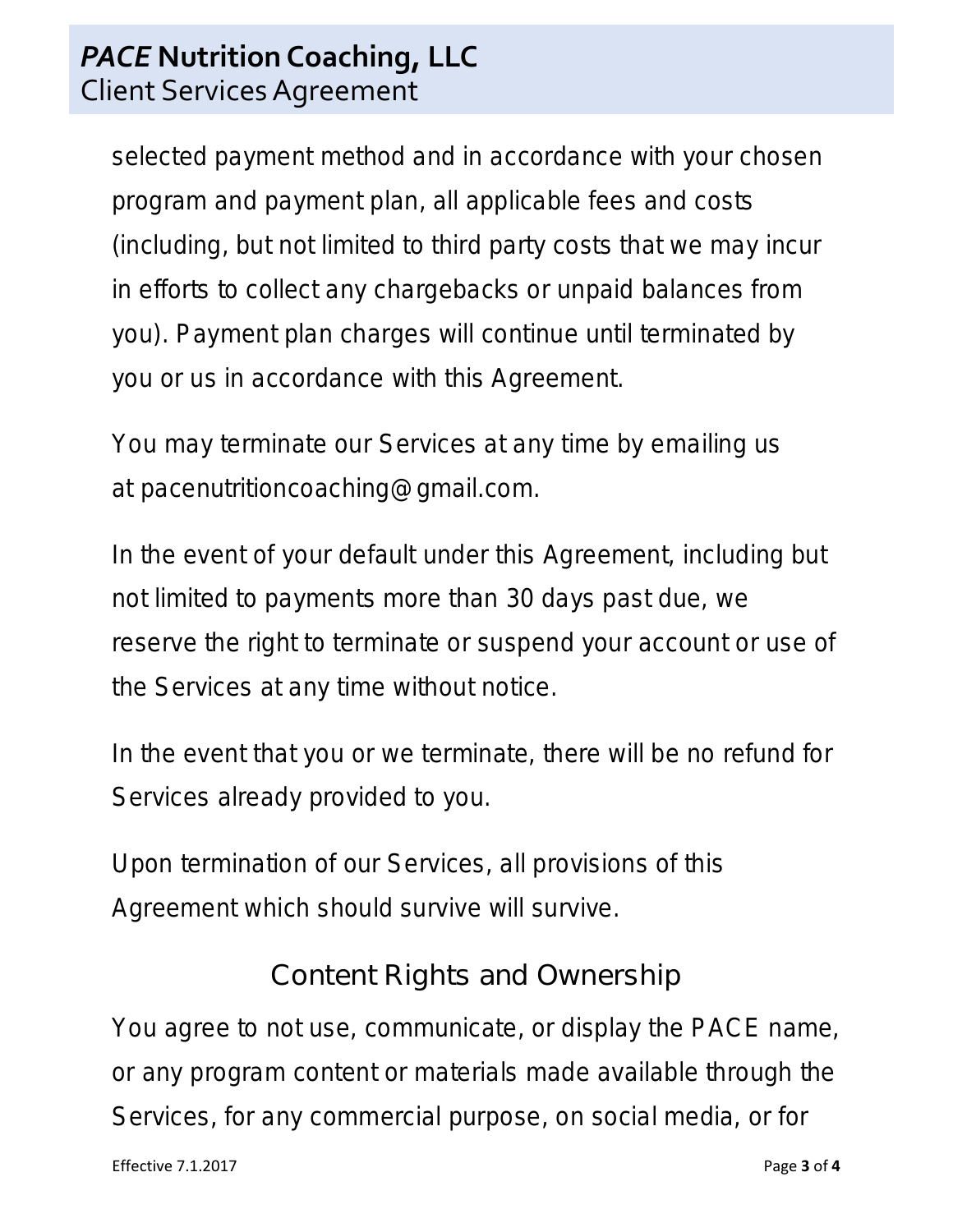selected payment method and in accordance with your chosen program and payment plan, all applicable fees and costs (including, but not limited to third party costs that we may incur in efforts to collect any chargebacks or unpaid balances from you). Payment plan charges will continue until terminated by you or us in accordance with this Agreement.

You may terminate our Services at any time by emailing us at pacenutritioncoaching@gmail.com.

In the event of your default under this Agreement, including but not limited to payments more than 30 days past due, we reserve the right to terminate or suspend your account or use of the Services at any time without notice.

In the event that you or we terminate, there will be no refund for Services already provided to you.

Upon termination of our Services, all provisions of this Agreement which should survive will survive.

## Content Rights and Ownership

You agree to not use, communicate, or display the PACE name, or any program content or materials made available through the Services, for any commercial purpose, on social media, or for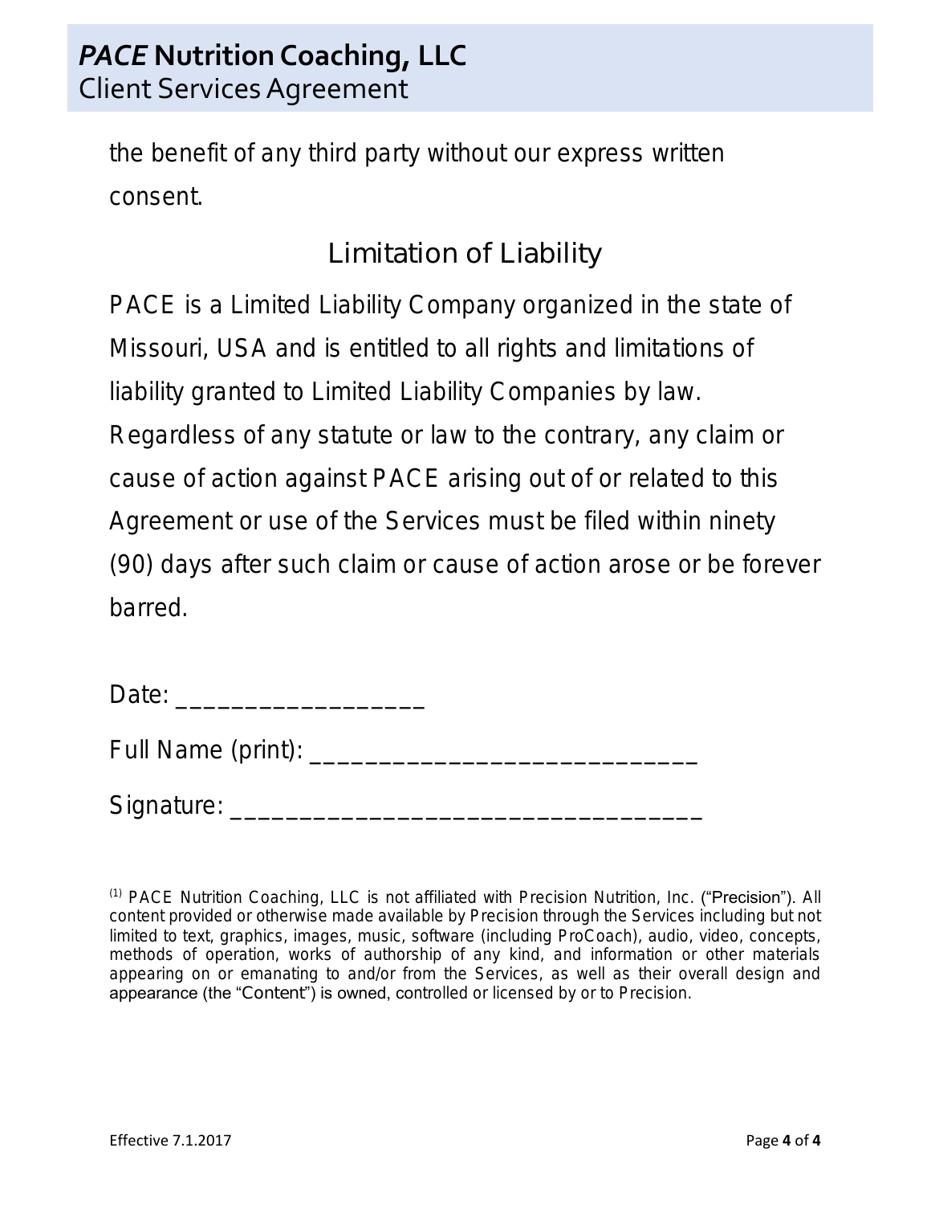the benefit of any third party without our express written consent.

## Limitation of Liability

PACE is a Limited Liability Company organized in the state of Missouri, USA and is entitled to all rights and limitations of liability granted to Limited Liability Companies by law. Regardless of any statute or law to the contrary, any claim or cause of action against PACE arising out of or related to this Agreement or use of the Services must be filed within ninety (90) days after such claim or cause of action arose or be forever barred.

Date: __________________

Full Name (print): ____________________________

Signature: __________________________________

(1) PACE Nutrition Coaching, LLC is not affiliated with Precision Nutrition, Inc. ("Precision"). All content provided or otherwise made available by Precision through the Services including but not limited to text, graphics, images, music, software (including ProCoach), audio, video, concepts, methods of operation, works of authorship of any kind, and information or other materials appearing on or emanating to and/or from the Services, as well as their overall design and appearance (the "Content") is owned, controlled or licensed by or to Precision.

Effective 7.1.2017